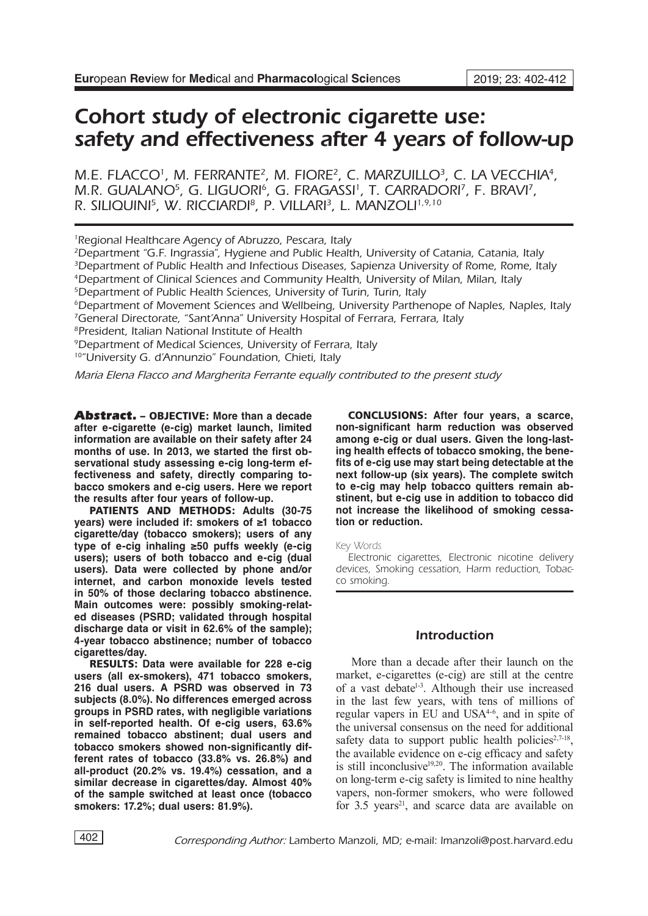# Cohort study of electronic cigarette use: safety and effectiveness after 4 years of follow-up

M.E. FLACCO[1], M. FERRANTE[2], M. FIORE[2], C. MARZUILLO[3], C. LA VECCHIA[4], M.R. GUALANO[5], G. LIGUORI[6], G. FRAGASSI[1], T. CARRADORI[7], F. BRAVI[7], R. SILIQUINI[5], W. RICCIARDI[8], P. VILLARI[3], L. MANZOLI[1,9,10]

[1]Regional Healthcare Agency of Abruzzo, Pescara, Italy
[2]Department "G.F. Ingrassia", Hygiene and Public Health, University of Catania, Catania, Italy
[3]Department of Public Health and Infectious Diseases, Sapienza University of Rome, Rome, Italy
[4]Department of Clinical Sciences and Community Health, University of Milan, Milan, Italy
[5]Department of Public Health Sciences, University of Turin, Turin, Italy
[6]Department of Movement Sciences and Wellbeing, University Parthenope of Naples, Naples, Italy
[7]General Directorate, "Sant'Anna" University Hospital of Ferrara, Ferrara, Italy
[8]President, Italian National Institute of Health
[9]Department of Medical Sciences, University of Ferrara, Italy
[10]"University G. d'Annunzio" Foundation, Chieti, Italy

*Maria Elena Flacco and Margherita Ferrante equally contributed to the present study*

**Abstract. – OBJECTIVE: More than a decade after e-cigarette (e-cig) market launch, limited information are available on their safety after 24 months of use. In 2013, we started the first observational study assessing e-cig long-term effectiveness and safety, directly comparing tobacco smokers and e-cig users. Here we report the results after four years of follow-up.**

**PATIENTS AND METHODS: Adults (30-75 years) were included if: smokers of ≥1 tobacco cigarette/day (tobacco smokers); users of any type of e-cig inhaling ≥50 puffs weekly (e-cig users); users of both tobacco and e-cig (dual users). Data were collected by phone and/or internet, and carbon monoxide levels tested in 50% of those declaring tobacco abstinence. Main outcomes were: possibly smoking-related diseases (PSRD; validated through hospital discharge data or visit in 62.6% of the sample); 4-year tobacco abstinence; number of tobacco cigarettes/day.**

**RESULTS: Data were available for 228 e-cig users (all ex-smokers), 471 tobacco smokers, 216 dual users. A PSRD was observed in 73 subjects (8.0%). No differences emerged across groups in PSRD rates, with negligible variations in self-reported health. Of e-cig users, 63.6% remained tobacco abstinent; dual users and tobacco smokers showed non-significantly different rates of tobacco (33.8% vs. 26.8%) and all-product (20.2% vs. 19.4%) cessation, and a similar decrease in cigarettes/day. Almost 40% of the sample switched at least once (tobacco smokers: 17.2%; dual users: 81.9%).**

**CONCLUSIONS: After four years, a scarce, non-significant harm reduction was observed among e-cig or dual users. Given the long-lasting health effects of tobacco smoking, the benefits of e-cig use may start being detectable at the next follow-up (six years). The complete switch to e-cig may help tobacco quitters remain abstinent, but e-cig use in addition to tobacco did not increase the likelihood of smoking cessation or reduction.**

*Key Words*

Electronic cigarettes, Electronic nicotine delivery devices, Smoking cessation, Harm reduction, Tobacco smoking.

## Introduction

More than a decade after their launch on the market, e-cigarettes (e-cig) are still at the centre of a vast debate[1-3]. Although their use increased in the last few years, with tens of millions of regular vapers in EU and USA[4-6], and in spite of the universal consensus on the need for additional safety data to support public health policies[2,7-18], the available evidence on e-cig efficacy and safety is still inconclusive[19,20]. The information available on long-term e-cig safety is limited to nine healthy vapers, non-former smokers, who were followed for 3.5 years[21], and scarce data are available on

*Corresponding Author:* Lamberto Manzoli, MD; e-mail: lmanzoli@post.harvard.edu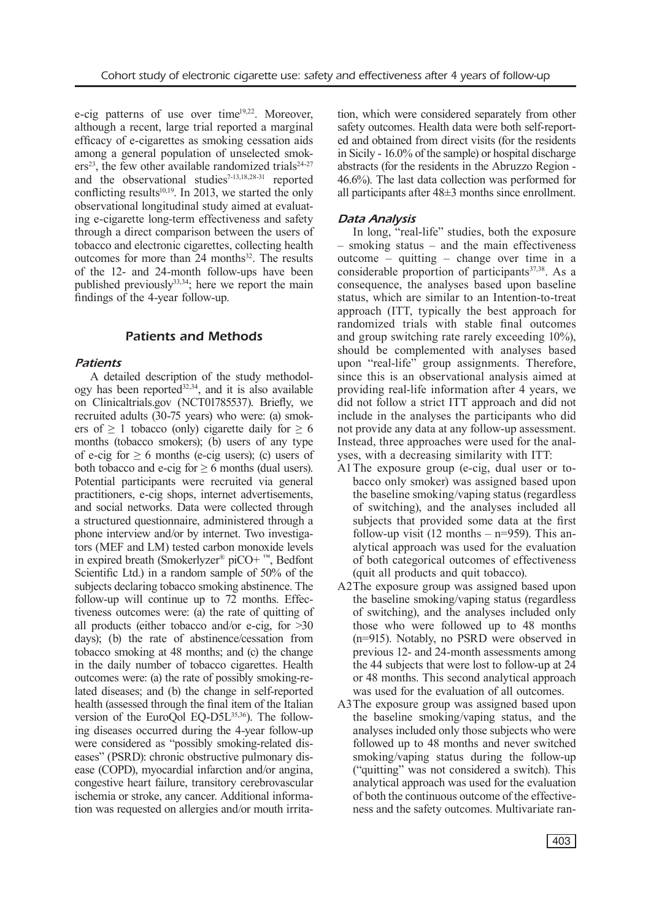e-cig patterns of use over time[19,22]. Moreover, although a recent, large trial reported a marginal efficacy of e-cigarettes as smoking cessation aids among a general population of unselected smokers[23], the few other available randomized trials[24-27] and the observational studies[7-13,18,28-31] reported conflicting results[10,19]. In 2013, we started the only observational longitudinal study aimed at evaluating e-cigarette long-term effectiveness and safety through a direct comparison between the users of tobacco and electronic cigarettes, collecting health outcomes for more than 24 months[32]. The results of the 12- and 24-month follow-ups have been published previously[33,34]; here we report the main findings of the 4-year follow-up.

## Patients and Methods

### Patients

A detailed description of the study methodology has been reported[32,34], and it is also available on Clinicaltrials.gov (NCT01785537). Briefly, we recruited adults (30-75 years) who were: (a) smokers of ≥ 1 tobacco (only) cigarette daily for ≥ 6 months (tobacco smokers); (b) users of any type of e-cig for ≥ 6 months (e-cig users); (c) users of both tobacco and e-cig for ≥ 6 months (dual users). Potential participants were recruited via general practitioners, e-cig shops, internet advertisements, and social networks. Data were collected through a structured questionnaire, administered through a phone interview and/or by internet. Two investigators (MEF and LM) tested carbon monoxide levels in expired breath (Smokerlyzer® piCO+ ™, Bedfont Scientific Ltd.) in a random sample of 50% of the subjects declaring tobacco smoking abstinence. The follow-up will continue up to 72 months. Effectiveness outcomes were: (a) the rate of quitting of all products (either tobacco and/or e-cig, for >30 days); (b) the rate of abstinence/cessation from tobacco smoking at 48 months; and (c) the change in the daily number of tobacco cigarettes. Health outcomes were: (a) the rate of possibly smoking-related diseases; and (b) the change in self-reported health (assessed through the final item of the Italian version of the EuroQol EQ-D5L[35,36]). The following diseases occurred during the 4-year follow-up were considered as "possibly smoking-related diseases" (PSRD): chronic obstructive pulmonary disease (COPD), myocardial infarction and/or angina, congestive heart failure, transitory cerebrovascular ischemia or stroke, any cancer. Additional information was requested on allergies and/or mouth irritation, which were considered separately from other safety outcomes. Health data were both self-reported and obtained from direct visits (for the residents in Sicily - 16.0% of the sample) or hospital discharge abstracts (for the residents in the Abruzzo Region - 46.6%). The last data collection was performed for all participants after 48±3 months since enrollment.

### Data Analysis

In long, "real-life" studies, both the exposure – smoking status – and the main effectiveness outcome – quitting – change over time in a considerable proportion of participants[37,38]. As a consequence, the analyses based upon baseline status, which are similar to an Intention-to-treat approach (ITT, typically the best approach for randomized trials with stable final outcomes and group switching rate rarely exceeding 10%), should be complemented with analyses based upon "real-life" group assignments. Therefore, since this is an observational analysis aimed at providing real-life information after 4 years, we did not follow a strict ITT approach and did not include in the analyses the participants who did not provide any data at any follow-up assessment. Instead, three approaches were used for the analyses, with a decreasing similarity with ITT:

- A1 The exposure group (e-cig, dual user or tobacco only smoker) was assigned based upon the baseline smoking/vaping status (regardless of switching), and the analyses included all subjects that provided some data at the first follow-up visit (12 months – n=959). This analytical approach was used for the evaluation of both categorical outcomes of effectiveness (quit all products and quit tobacco).
- A2 The exposure group was assigned based upon the baseline smoking/vaping status (regardless of switching), and the analyses included only those who were followed up to 48 months (n=915). Notably, no PSRD were observed in previous 12- and 24-month assessments among the 44 subjects that were lost to follow-up at 24 or 48 months. This second analytical approach was used for the evaluation of all outcomes.
- A3 The exposure group was assigned based upon the baseline smoking/vaping status, and the analyses included only those subjects who were followed up to 48 months and never switched smoking/vaping status during the follow-up ("quitting" was not considered a switch). This analytical approach was used for the evaluation of both the continuous outcome of the effectiveness and the safety outcomes. Multivariate ran-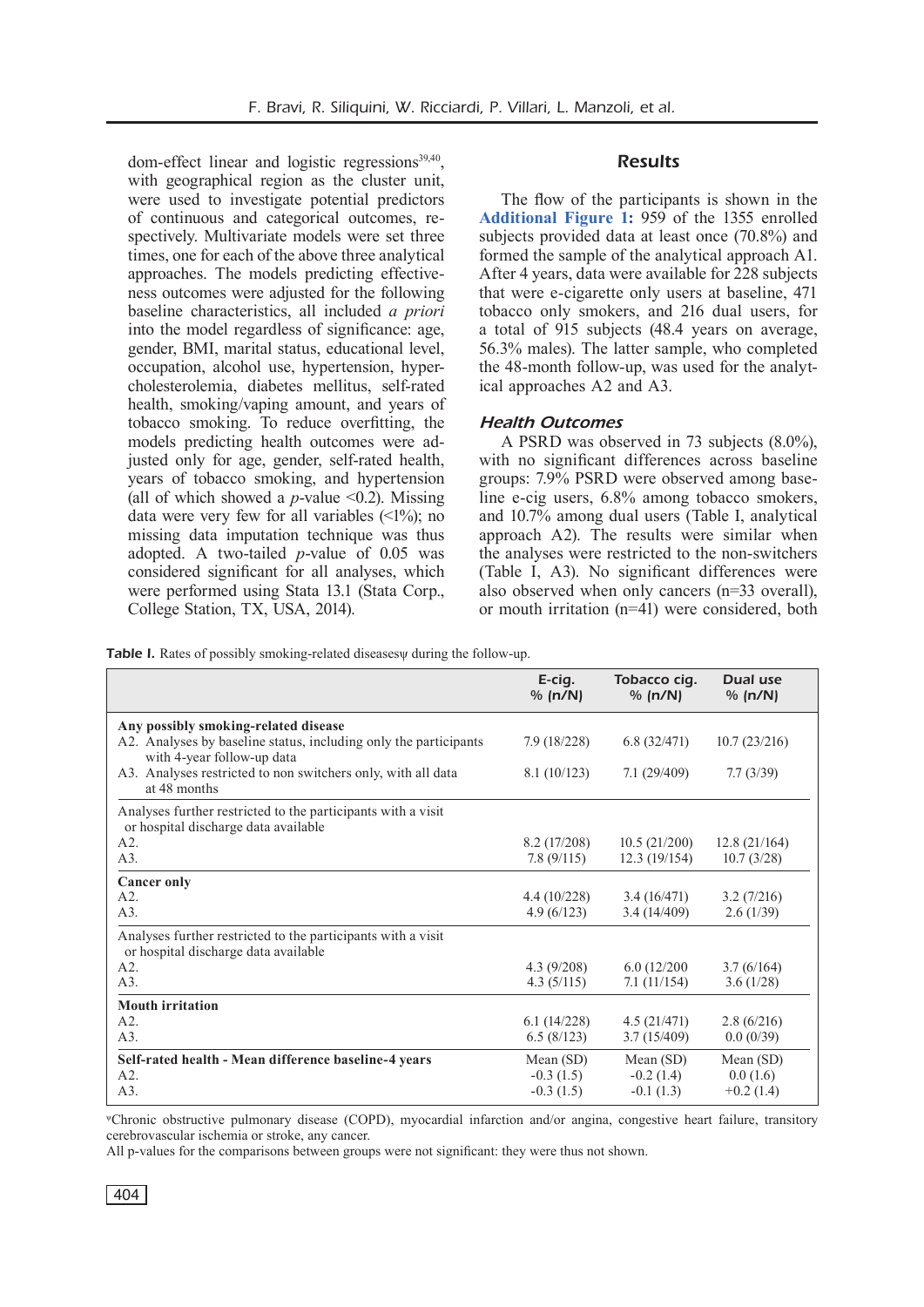dom-effect linear and logistic regressions[39,40], with geographical region as the cluster unit, were used to investigate potential predictors of continuous and categorical outcomes, respectively. Multivariate models were set three times, one for each of the above three analytical approaches. The models predicting effectiveness outcomes were adjusted for the following baseline characteristics, all included *a priori* into the model regardless of significance: age, gender, BMI, marital status, educational level, occupation, alcohol use, hypertension, hypercholesterolemia, diabetes mellitus, self-rated health, smoking/vaping amount, and years of tobacco smoking. To reduce overfitting, the models predicting health outcomes were adjusted only for age, gender, self-rated health, years of tobacco smoking, and hypertension (all of which showed a *p*-value <0.2). Missing data were very few for all variables (<1%); no missing data imputation technique was thus adopted. A two-tailed *p*-value of 0.05 was considered significant for all analyses, which were performed using Stata 13.1 (Stata Corp., College Station, TX, USA, 2014).

## Results

The flow of the participants is shown in the **Additional Figure 1:** 959 of the 1355 enrolled subjects provided data at least once (70.8%) and formed the sample of the analytical approach A1. After 4 years, data were available for 228 subjects that were e-cigarette only users at baseline, 471 tobacco only smokers, and 216 dual users, for a total of 915 subjects (48.4 years on average, 56.3% males). The latter sample, who completed the 48-month follow-up, was used for the analytical approaches A2 and A3.

### *Health Outcomes*

A PSRD was observed in 73 subjects (8.0%), with no significant differences across baseline groups: 7.9% PSRD were observed among baseline e-cig users, 6.8% among tobacco smokers, and 10.7% among dual users (Table I, analytical approach A2). The results were similar when the analyses were restricted to the non-switchers (Table I, A3). No significant differences were also observed when only cancers (n=33 overall), or mouth irritation (n=41) were considered, both

**Table I.** Rates of possibly smoking-related diseasesψ during the follow-up.

| | E-cig. % (n/N) | Tobacco cig. % (n/N) | Dual use % (n/N) |
|---|---|---|---|
| **Any possibly smoking-related disease** | | | |
| A2. Analyses by baseline status, including only the participants with 4-year follow-up data | 7.9 (18/228) | 6.8 (32/471) | 10.7 (23/216) |
| A3. Analyses restricted to non switchers only, with all data at 48 months | 8.1 (10/123) | 7.1 (29/409) | 7.7 (3/39) |
| Analyses further restricted to the participants with a visit or hospital discharge data available | | | |
| A2. | 8.2 (17/208) | 10.5 (21/200) | 12.8 (21/164) |
| A3. | 7.8 (9/115) | 12.3 (19/154) | 10.7 (3/28) |
| **Cancer only** | | | |
| A2. | 4.4 (10/228) | 3.4 (16/471) | 3.2 (7/216) |
| A3. | 4.9 (6/123) | 3.4 (14/409) | 2.6 (1/39) |
| Analyses further restricted to the participants with a visit or hospital discharge data available | | | |
| A2. | 4.3 (9/208) | 6.0 (12/200 | 3.7 (6/164) |
| A3. | 4.3 (5/115) | 7.1 (11/154) | 3.6 (1/28) |
| **Mouth irritation** | | | |
| A2. | 6.1 (14/228) | 4.5 (21/471) | 2.8 (6/216) |
| A3. | 6.5 (8/123) | 3.7 (15/409) | 0.0 (0/39) |
| **Self-rated health - Mean difference baseline-4 years** | Mean (SD) | Mean (SD) | Mean (SD) |
| A2. | -0.3 (1.5) | -0.2 (1.4) | 0.0 (1.6) |
| A3. | -0.3 (1.5) | -0.1 (1.3) | +0.2 (1.4) |

ψChronic obstructive pulmonary disease (COPD), myocardial infarction and/or angina, congestive heart failure, transitory cerebrovascular ischemia or stroke, any cancer.
All p-values for the comparisons between groups were not significant: they were thus not shown.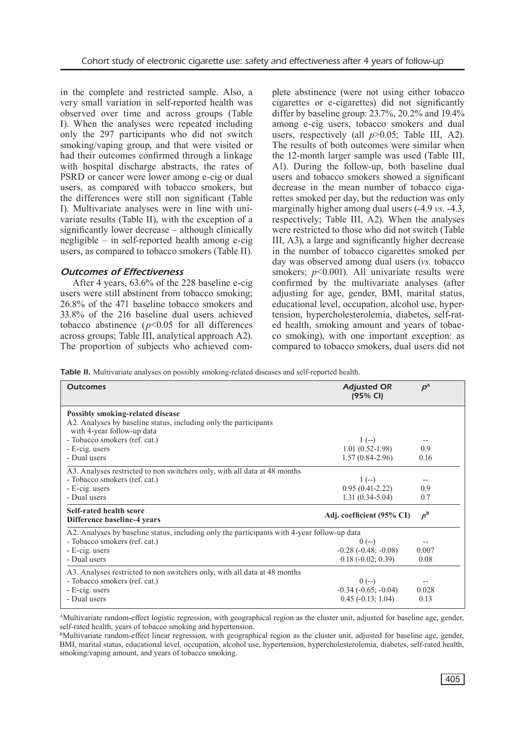in the complete and restricted sample. Also, a very small variation in self-reported health was observed over time and across groups (Table I). When the analyses were repeated including only the 297 participants who did not switch smoking/vaping group, and that were visited or had their outcomes confirmed through a linkage with hospital discharge abstracts, the rates of PSRD or cancer were lower among e-cig or dual users, as compared with tobacco smokers, but the differences were still non significant (Table I). Multivariate analyses were in line with univariate results (Table II), with the exception of a significantly lower decrease – although clinically negligible – in self-reported health among e-cig users, as compared to tobacco smokers (Table II).

### Outcomes of Effectiveness

After 4 years, 63.6% of the 228 baseline e-cig users were still abstinent from tobacco smoking; 26.8% of the 471 baseline tobacco smokers and 33.8% of the 216 baseline dual users achieved tobacco abstinence ($p<0.05$ for all differences across groups; Table III, analytical approach A2). The proportion of subjects who achieved complete abstinence (were not using either tobacco cigarettes or e-cigarettes) did not significantly differ by baseline group: 23.7%, 20.2% and 19.4% among e-cig users, tobacco smokers and dual users, respectively (all $p>0.05$; Table III, A2). The results of both outcomes were similar when the 12-month larger sample was used (Table III, A1). During the follow-up, both baseline dual users and tobacco smokers showed a significant decrease in the mean number of tobacco cigarettes smoked per day, but the reduction was only marginally higher among dual users (-4.9 *vs.* -4.3, respectively; Table III, A2). When the analyses were restricted to those who did not switch (Table III, A3), a large and significantly higher decrease in the number of tobacco cigarettes smoked per day was observed among dual users (*vs.* tobacco smokers; $p<0.001$). All univariate results were confirmed by the multivariate analyses (after adjusting for age, gender, BMI, marital status, educational level, occupation, alcohol use, hypertension, hypercholesterolemia, diabetes, self-rated health, smoking amount and years of tobacco smoking), with one important exception: as compared to tobacco smokers, dual users did not

**Table II.** Multivariate analyses on possibly smoking-related diseases and self-reported health.

| Outcomes | Adjusted OR (95% CI) | $p^A$ |
|---|---|---|
| **Possibly smoking-related disease** | | |
| A2. Analyses by baseline status, including only the participants with 4-year follow-up data | | |
| - Tobacco smokers (ref. cat.) | 1 (--) | -- |
| - E-cig. users | 1.01 (0.52-1.98) | 0.9 |
| - Dual users | 1.57 (0.84-2.96) | 0.16 |
| A3. Analyses restricted to non switchers only, with all data at 48 months | | |
| - Tobacco smokers (ref. cat.) | 1 (--) | -- |
| - E-cig. users | 0.95 (0.41-2.22) | 0.9 |
| - Dual users | 1.31 (0.34-5.04) | 0.7 |
| **Self-rated health score** **Difference baseline-4 years** | **Adj. coefficient (95% CI)** | $p^B$ |
| A2. Analyses by baseline status, including only the participants with 4-year follow-up data | | |
| - Tobacco smokers (ref. cat.) | 0 (--) | -- |
| - E-cig. users | -0.28 (-0.48; -0.08) | 0.007 |
| - Dual users | 0.18 (-0.02; 0.39) | 0.08 |
| A3. Analyses restricted to non switchers only, with all data at 48 months | | |
| - Tobacco smokers (ref. cat.) | 0 (--) | -- |
| - E-cig. users | -0.34 (-0.65; -0.04) | 0.028 |
| - Dual users | 0.45 (-0.13; 1.04) | 0.13 |

[A]Multivariate random-effect logistic regression, with geographical region as the cluster unit, adjusted for baseline age, gender, self-rated health, years of tobacco smoking and hypertension.
[B]Multivariate random-effect linear regression, with geographical region as the cluster unit, adjusted for baseline age, gender, BMI, marital status, educational level, occupation, alcohol use, hypertension, hypercholesterolemia, diabetes, self-rated health, smoking/vaping amount, and years of tobacco smoking.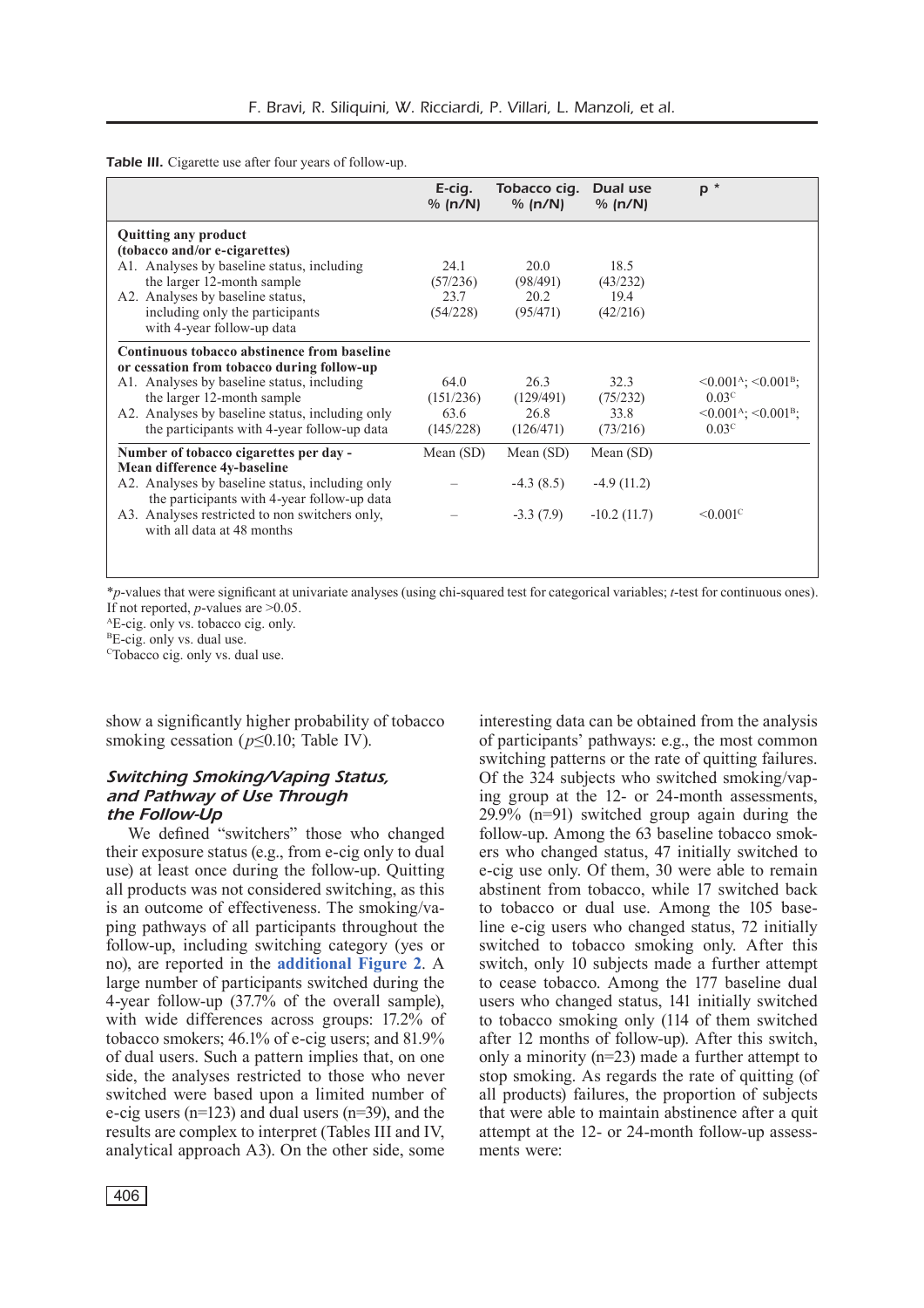**Table III.** Cigarette use after four years of follow-up.

| | E-cig. % (n/N) | Tobacco cig. % (n/N) | Dual use % (n/N) | p * |
|---|---|---|---|---|
| **Quitting any product (tobacco and/or e-cigarettes)** | | | | |
| A1. Analyses by baseline status, including the larger 12-month sample | 24.1 (57/236) | 20.0 (98/491) | 18.5 (43/232) | |
| A2. Analyses by baseline status, including only the participants with 4-year follow-up data | 23.7 (54/228) | 20.2 (95/471) | 19.4 (42/216) | |
| **Continuous tobacco abstinence from baseline or cessation from tobacco during follow-up** | | | | |
| A1. Analyses by baseline status, including the larger 12-month sample | 64.0 (151/236) | 26.3 (129/491) | 32.3 (75/232) | <0.001[A]; <0.001[B]; 0.03[C] |
| A2. Analyses by baseline status, including only the participants with 4-year follow-up data | 63.6 (145/228) | 26.8 (126/471) | 33.8 (73/216) | <0.001[A]; <0.001[B]; 0.03[C] |
| **Number of tobacco cigarettes per day - Mean difference 4y-baseline** | Mean (SD) | Mean (SD) | Mean (SD) | |
| A2. Analyses by baseline status, including only the participants with 4-year follow-up data | – | -4.3 (8.5) | -4.9 (11.2) | |
| A3. Analyses restricted to non switchers only, with all data at 48 months | – | -3.3 (7.9) | -10.2 (11.7) | <0.001[C] |

*$p$-values that were significant at univariate analyses (using chi-squared test for categorical variables; $t$-test for continuous ones). If not reported, $p$-values are >0.05.
[A]E-cig. only vs. tobacco cig. only.
[B]E-cig. only vs. dual use.
[C]Tobacco cig. only vs. dual use.

show a significantly higher probability of tobacco smoking cessation ($p \leq 0.10$; Table IV).

### Switching Smoking/Vaping Status, and Pathway of Use Through the Follow-Up

We defined "switchers" those who changed their exposure status (e.g., from e-cig only to dual use) at least once during the follow-up. Quitting all products was not considered switching, as this is an outcome of effectiveness. The smoking/vaping pathways of all participants throughout the follow-up, including switching category (yes or no), are reported in the **additional Figure 2**. A large number of participants switched during the 4-year follow-up (37.7% of the overall sample), with wide differences across groups: 17.2% of tobacco smokers; 46.1% of e-cig users; and 81.9% of dual users. Such a pattern implies that, on one side, the analyses restricted to those who never switched were based upon a limited number of e-cig users (n=123) and dual users (n=39), and the results are complex to interpret (Tables III and IV, analytical approach A3). On the other side, some interesting data can be obtained from the analysis of participants' pathways: e.g., the most common switching patterns or the rate of quitting failures. Of the 324 subjects who switched smoking/vaping group at the 12- or 24-month assessments, 29.9% (n=91) switched group again during the follow-up. Among the 63 baseline tobacco smokers who changed status, 47 initially switched to e-cig use only. Of them, 30 were able to remain abstinent from tobacco, while 17 switched back to tobacco or dual use. Among the 105 baseline e-cig users who changed status, 72 initially switched to tobacco smoking only. After this switch, only 10 subjects made a further attempt to cease tobacco. Among the 177 baseline dual users who changed status, 141 initially switched to tobacco smoking only (114 of them switched after 12 months of follow-up). After this switch, only a minority (n=23) made a further attempt to stop smoking. As regards the rate of quitting (of all products) failures, the proportion of subjects that were able to maintain abstinence after a quit attempt at the 12- or 24-month follow-up assessments were: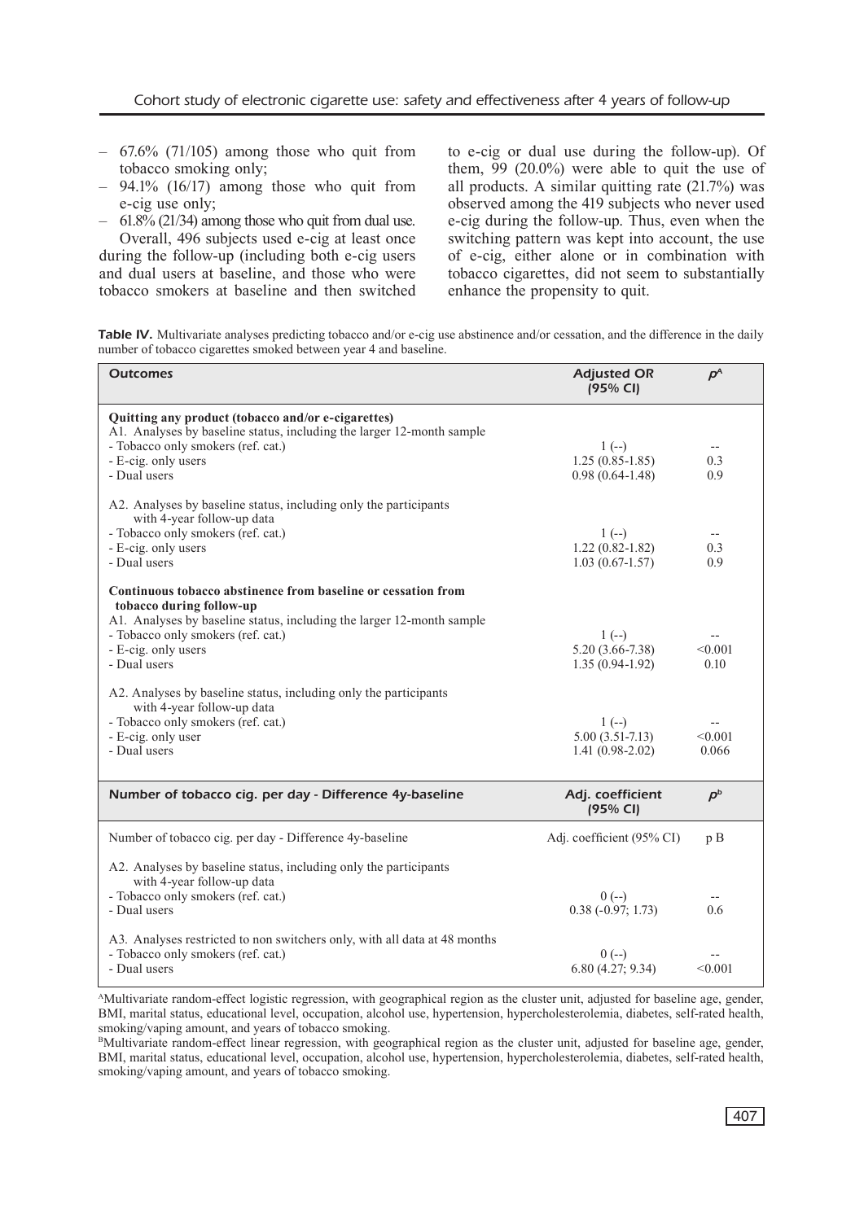- 67.6% (71/105) among those who quit from tobacco smoking only;
- 94.1% (16/17) among those who quit from e-cig use only;
- 61.8% (21/34) among those who quit from dual use.

Overall, 496 subjects used e-cig at least once during the follow-up (including both e-cig users and dual users at baseline, and those who were tobacco smokers at baseline and then switched to e-cig or dual use during the follow-up). Of them, 99 (20.0%) were able to quit the use of all products. A similar quitting rate (21.7%) was observed among the 419 subjects who never used e-cig during the follow-up. Thus, even when the switching pattern was kept into account, the use of e-cig, either alone or in combination with tobacco cigarettes, did not seem to substantially enhance the propensity to quit.

**Table IV.** Multivariate analyses predicting tobacco and/or e-cig use abstinence and/or cessation, and the difference in the daily number of tobacco cigarettes smoked between year 4 and baseline.

| Outcomes | Adjusted OR (95% CI) | p[A] |
|---|---|---|
| **Quitting any product (tobacco and/or e-cigarettes)** | | |
| A1. Analyses by baseline status, including the larger 12-month sample | | |
| - Tobacco only smokers (ref. cat.) | 1 (--) | -- |
| - E-cig. only users | 1.25 (0.85-1.85) | 0.3 |
| - Dual users | 0.98 (0.64-1.48) | 0.9 |
| A2. Analyses by baseline status, including only the participants with 4-year follow-up data | | |
| - Tobacco only smokers (ref. cat.) | 1 (--) | -- |
| - E-cig. only users | 1.22 (0.82-1.82) | 0.3 |
| - Dual users | 1.03 (0.67-1.57) | 0.9 |
| **Continuous tobacco abstinence from baseline or cessation from tobacco during follow-up** | | |
| A1. Analyses by baseline status, including the larger 12-month sample | | |
| - Tobacco only smokers (ref. cat.) | 1 (--) | -- |
| - E-cig. only users | 5.20 (3.66-7.38) | <0.001 |
| - Dual users | 1.35 (0.94-1.92) | 0.10 |
| A2. Analyses by baseline status, including only the participants with 4-year follow-up data | | |
| - Tobacco only smokers (ref. cat.) | 1 (--) | -- |
| - E-cig. only user | 5.00 (3.51-7.13) | <0.001 |
| - Dual users | 1.41 (0.98-2.02) | 0.066 |
| **Number of tobacco cig. per day - Difference 4y-baseline** | **Adj. coefficient (95% CI)** | **p[b]** |
| Number of tobacco cig. per day - Difference 4y-baseline | Adj. coefficient (95% CI) | p B |
| A2. Analyses by baseline status, including only the participants with 4-year follow-up data | | |
| - Tobacco only smokers (ref. cat.) | 0 (--) | -- |
| - Dual users | 0.38 (-0.97; 1.73) | 0.6 |
| A3. Analyses restricted to non switchers only, with all data at 48 months | | |
| - Tobacco only smokers (ref. cat.) | 0 (--) | -- |
| - Dual users | 6.80 (4.27; 9.34) | <0.001 |

[A]Multivariate random-effect logistic regression, with geographical region as the cluster unit, adjusted for baseline age, gender, BMI, marital status, educational level, occupation, alcohol use, hypertension, hypercholesterolemia, diabetes, self-rated health, smoking/vaping amount, and years of tobacco smoking.

[B]Multivariate random-effect linear regression, with geographical region as the cluster unit, adjusted for baseline age, gender, BMI, marital status, educational level, occupation, alcohol use, hypertension, hypercholesterolemia, diabetes, self-rated health, smoking/vaping amount, and years of tobacco smoking.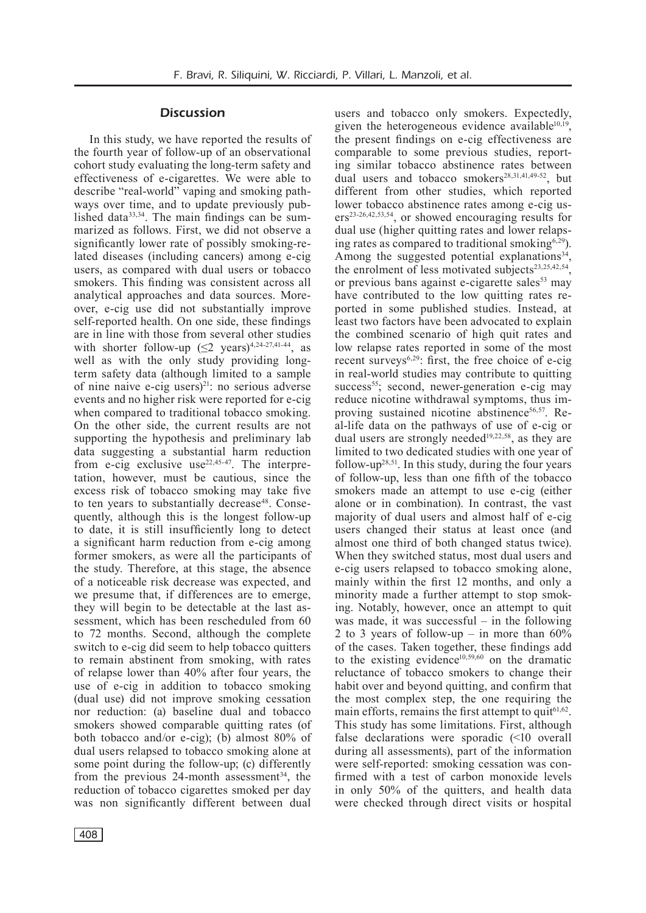## Discussion

In this study, we have reported the results of the fourth year of follow-up of an observational cohort study evaluating the long-term safety and effectiveness of e-cigarettes. We were able to describe "real-world" vaping and smoking pathways over time, and to update previously published data[33,34]. The main findings can be summarized as follows. First, we did not observe a significantly lower rate of possibly smoking-related diseases (including cancers) among e-cig users, as compared with dual users or tobacco smokers. This finding was consistent across all analytical approaches and data sources. Moreover, e-cig use did not substantially improve self-reported health. On one side, these findings are in line with those from several other studies with shorter follow-up (≤2 years)[4,24-27,41-44], as well as with the only study providing long-term safety data (although limited to a sample of nine naive e-cig users)[21]: no serious adverse events and no higher risk were reported for e-cig when compared to traditional tobacco smoking. On the other side, the current results are not supporting the hypothesis and preliminary lab data suggesting a substantial harm reduction from e-cig exclusive use[22,45-47]. The interpretation, however, must be cautious, since the excess risk of tobacco smoking may take five to ten years to substantially decrease[48]. Consequently, although this is the longest follow-up to date, it is still insufficiently long to detect a significant harm reduction from e-cig among former smokers, as were all the participants of the study. Therefore, at this stage, the absence of a noticeable risk decrease was expected, and we presume that, if differences are to emerge, they will begin to be detectable at the last assessment, which has been rescheduled from 60 to 72 months. Second, although the complete switch to e-cig did seem to help tobacco quitters to remain abstinent from smoking, with rates of relapse lower than 40% after four years, the use of e-cig in addition to tobacco smoking (dual use) did not improve smoking cessation nor reduction: (a) baseline dual and tobacco smokers showed comparable quitting rates (of both tobacco and/or e-cig); (b) almost 80% of dual users relapsed to tobacco smoking alone at some point during the follow-up; (c) differently from the previous 24-month assessment[34], the reduction of tobacco cigarettes smoked per day was non significantly different between dual users and tobacco only smokers. Expectedly, given the heterogeneous evidence available[10,19], the present findings on e-cig effectiveness are comparable to some previous studies, reporting similar tobacco abstinence rates between dual users and tobacco smokers[28,31,41,49-52], but different from other studies, which reported lower tobacco abstinence rates among e-cig users[23-26,42,53,54], or showed encouraging results for dual use (higher quitting rates and lower relapsing rates as compared to traditional smoking[6,29]). Among the suggested potential explanations[34], the enrolment of less motivated subjects[23,25,42,54], or previous bans against e-cigarette sales[53] may have contributed to the low quitting rates reported in some published studies. Instead, at least two factors have been advocated to explain the combined scenario of high quit rates and low relapse rates reported in some of the most recent surveys[6,29]: first, the free choice of e-cig in real-world studies may contribute to quitting success[55]; second, newer-generation e-cig may reduce nicotine withdrawal symptoms, thus improving sustained nicotine abstinence[56,57]. Real-life data on the pathways of use of e-cig or dual users are strongly needed[19,22,58], as they are limited to two dedicated studies with one year of follow-up[28,51]. In this study, during the four years of follow-up, less than one fifth of the tobacco smokers made an attempt to use e-cig (either alone or in combination). In contrast, the vast majority of dual users and almost half of e-cig users changed their status at least once (and almost one third of both changed status twice). When they switched status, most dual users and e-cig users relapsed to tobacco smoking alone, mainly within the first 12 months, and only a minority made a further attempt to stop smoking. Notably, however, once an attempt to quit was made, it was successful – in the following 2 to 3 years of follow-up – in more than 60% of the cases. Taken together, these findings add to the existing evidence[10,59,60] on the dramatic reluctance of tobacco smokers to change their habit over and beyond quitting, and confirm that the most complex step, the one requiring the main efforts, remains the first attempt to quit[61,62]. This study has some limitations. First, although false declarations were sporadic (<10 overall during all assessments), part of the information were self-reported: smoking cessation was confirmed with a test of carbon monoxide levels in only 50% of the quitters, and health data were checked through direct visits or hospital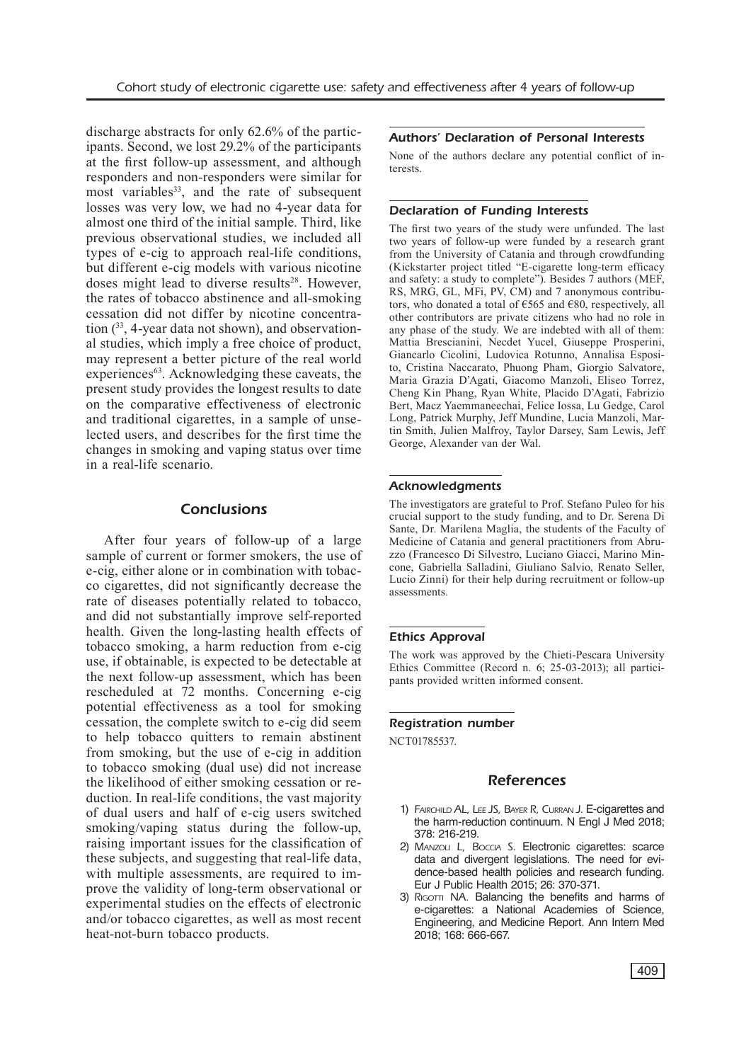discharge abstracts for only 62.6% of the participants. Second, we lost 29.2% of the participants at the first follow-up assessment, and although responders and non-responders were similar for most variables[33], and the rate of subsequent losses was very low, we had no 4-year data for almost one third of the initial sample. Third, like previous observational studies, we included all types of e-cig to approach real-life conditions, but different e-cig models with various nicotine doses might lead to diverse results[28]. However, the rates of tobacco abstinence and all-smoking cessation did not differ by nicotine concentration ([33], 4-year data not shown), and observational studies, which imply a free choice of product, may represent a better picture of the real world experiences[63]. Acknowledging these caveats, the present study provides the longest results to date on the comparative effectiveness of electronic and traditional cigarettes, in a sample of unselected users, and describes for the first time the changes in smoking and vaping status over time in a real-life scenario.

## Conclusions

After four years of follow-up of a large sample of current or former smokers, the use of e-cig, either alone or in combination with tobacco cigarettes, did not significantly decrease the rate of diseases potentially related to tobacco, and did not substantially improve self-reported health. Given the long-lasting health effects of tobacco smoking, a harm reduction from e-cig use, if obtainable, is expected to be detectable at the next follow-up assessment, which has been rescheduled at 72 months. Concerning e-cig potential effectiveness as a tool for smoking cessation, the complete switch to e-cig did seem to help tobacco quitters to remain abstinent from smoking, but the use of e-cig in addition to tobacco smoking (dual use) did not increase the likelihood of either smoking cessation or reduction. In real-life conditions, the vast majority of dual users and half of e-cig users switched smoking/vaping status during the follow-up, raising important issues for the classification of these subjects, and suggesting that real-life data, with multiple assessments, are required to improve the validity of long-term observational or experimental studies on the effects of electronic and/or tobacco cigarettes, as well as most recent heat-not-burn tobacco products.

### Authors' Declaration of Personal Interests

None of the authors declare any potential conflict of interests.

### Declaration of Funding Interests

The first two years of the study were unfunded. The last two years of follow-up were funded by a research grant from the University of Catania and through crowdfunding (Kickstarter project titled "E-cigarette long-term efficacy and safety: a study to complete"). Besides 7 authors (MEF, RS, MRG, GL, MFi, PV, CM) and 7 anonymous contributors, who donated a total of €565 and €80, respectively, all other contributors are private citizens who had no role in any phase of the study. We are indebted with all of them: Mattia Brescianini, Necdet Yucel, Giuseppe Prosperini, Giancarlo Cicolini, Ludovica Rotunno, Annalisa Esposito, Cristina Naccarato, Phuong Pham, Giorgio Salvatore, Maria Grazia D'Agati, Giacomo Manzoli, Eliseo Torrez, Cheng Kin Phang, Ryan White, Placido D'Agati, Fabrizio Bert, Macz Yaemmaneechai, Felice Iossa, Lu Gedge, Carol Long, Patrick Murphy, Jeff Mundine, Lucia Manzoli, Martin Smith, Julien Malfroy, Taylor Darsey, Sam Lewis, Jeff George, Alexander van der Wal.

### Acknowledgments

The investigators are grateful to Prof. Stefano Puleo for his crucial support to the study funding, and to Dr. Serena Di Sante, Dr. Marilena Maglia, the students of the Faculty of Medicine of Catania and general practitioners from Abruzzo (Francesco Di Silvestro, Luciano Giacci, Marino Mincone, Gabriella Salladini, Giuliano Salvio, Renato Seller, Lucio Zinni) for their help during recruitment or follow-up assessments.

### Ethics Approval

The work was approved by the Chieti-Pescara University Ethics Committee (Record n. 6; 25-03-2013); all participants provided written informed consent.

### Registration number

NCT01785537.

## References

1) Fairchild AL, Lee JS, Bayer R, Curran J. E-cigarettes and the harm-reduction continuum. N Engl J Med 2018; 378: 216-219.
2) Manzoli L, Boccia S. Electronic cigarettes: scarce data and divergent legislations. The need for evidence-based health policies and research funding. Eur J Public Health 2015; 26: 370-371.
3) Rigotti NA. Balancing the benefits and harms of e-cigarettes: a National Academies of Science, Engineering, and Medicine Report. Ann Intern Med 2018; 168: 666-667.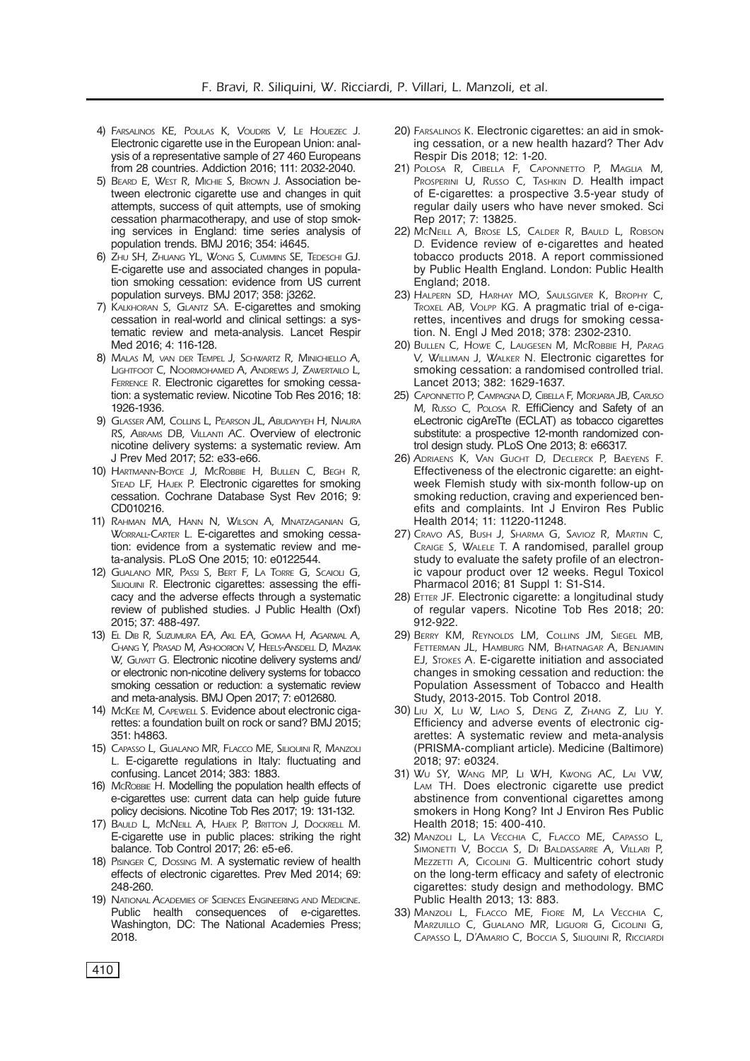4) Farsalinos KE, Poulas K, Voudris V, Le Houezec J. Electronic cigarette use in the European Union: analysis of a representative sample of 27 460 Europeans from 28 countries. Addiction 2016; 111: 2032-2040.
5) Beard E, West R, Michie S, Brown J. Association between electronic cigarette use and changes in quit attempts, success of quit attempts, use of smoking cessation pharmacotherapy, and use of stop smoking services in England: time series analysis of population trends. BMJ 2016; 354: i4645.
6) Zhu SH, Zhuang YL, Wong S, Cummins SE, Tedeschi GJ. E-cigarette use and associated changes in population smoking cessation: evidence from US current population surveys. BMJ 2017; 358: j3262.
7) Kalkhoran S, Glantz SA. E-cigarettes and smoking cessation in real-world and clinical settings: a systematic review and meta-analysis. Lancet Respir Med 2016; 4: 116-128.
8) Malas M, van der Tempel J, Schwartz R, Minichiello A, Lightfoot C, Noormohamed A, Andrews J, Zawertailo L, Ferrence R. Electronic cigarettes for smoking cessation: a systematic review. Nicotine Tob Res 2016; 18: 1926-1936.
9) Glasser AM, Collins L, Pearson JL, Abudayyeh H, Niaura RS, Abrams DB, Villanti AC. Overview of electronic nicotine delivery systems: a systematic review. Am J Prev Med 2017; 52: e33-e66.
10) Hartmann-Boyce J, McRobbie H, Bullen C, Begh R, Stead LF, Hajek P. Electronic cigarettes for smoking cessation. Cochrane Database Syst Rev 2016; 9: CD010216.
11) Rahman MA, Hann N, Wilson A, Mnatzaganian G, Worrall-Carter L. E-cigarettes and smoking cessation: evidence from a systematic review and meta-analysis. PLoS One 2015; 10: e0122544.
12) Gualano MR, Passi S, Bert F, La Torre G, Scaioli G, Siliquini R. Electronic cigarettes: assessing the efficacy and the adverse effects through a systematic review of published studies. J Public Health (Oxf) 2015; 37: 488-497.
13) El Dib R, Suzumura EA, Akl EA, Gomaa H, Agarwal A, Chang Y, Prasad M, Ashoorion V, Heels-Ansdell D, Maziak W, Guyatt G. Electronic nicotine delivery systems and/or electronic non-nicotine delivery systems for tobacco smoking cessation or reduction: a systematic review and meta-analysis. BMJ Open 2017; 7: e012680.
14) McKee M, Capewell S. Evidence about electronic cigarettes: a foundation built on rock or sand? BMJ 2015; 351: h4863.
15) Capasso L, Gualano MR, Flacco ME, Siliquini R, Manzoli L. E-cigarette regulations in Italy: fluctuating and confusing. Lancet 2014; 383: 1883.
16) McRobbie H. Modelling the population health effects of e-cigarettes use: current data can help guide future policy decisions. Nicotine Tob Res 2017; 19: 131-132.
17) Bauld L, McNeill A, Hajek P, Britton J, Dockrell M. E-cigarette use in public places: striking the right balance. Tob Control 2017; 26: e5-e6.
18) Pisinger C, Dossing M. A systematic review of health effects of electronic cigarettes. Prev Med 2014; 69: 248-260.
19) National Academies of Sciences Engineering and Medicine. Public health consequences of e-cigarettes. Washington, DC: The National Academies Press; 2018.
20) Farsalinos K. Electronic cigarettes: an aid in smoking cessation, or a new health hazard? Ther Adv Respir Dis 2018; 12: 1-20.
21) Polosa R, Cibella F, Caponnetto P, Maglia M, Prosperini U, Russo C, Tashkin D. Health impact of E-cigarettes: a prospective 3.5-year study of regular daily users who have never smoked. Sci Rep 2017; 7: 13825.
22) McNeill A, Brose LS, Calder R, Bauld L, Robson D. Evidence review of e-cigarettes and heated tobacco products 2018. A report commissioned by Public Health England. London: Public Health England; 2018.
23) Halpern SD, Harhay MO, Saulsgiver K, Brophy C, Troxel AB, Volpp KG. A pragmatic trial of e-cigarettes, incentives and drugs for smoking cessation. N. Engl J Med 2018; 378: 2302-2310.
20) Bullen C, Howe C, Laugesen M, McRobbie H, Parag V, Williman J, Walker N. Electronic cigarettes for smoking cessation: a randomised controlled trial. Lancet 2013; 382: 1629-1637.
25) Caponnetto P, Campagna D, Cibella F, Morjaria JB, Caruso M, Russo C, Polosa R. EffiCiency and Safety of an eLectronic cigAreTte (ECLAT) as tobacco cigarettes substitute: a prospective 12-month randomized control design study. PLoS One 2013; 8: e66317.
26) Adriaens K, Van Gucht D, Declerck P, Baeyens F. Effectiveness of the electronic cigarette: an eight-week Flemish study with six-month follow-up on smoking reduction, craving and experienced benefits and complaints. Int J Environ Res Public Health 2014; 11: 11220-11248.
27) Cravo AS, Bush J, Sharma G, Savioz R, Martin C, Craige S, Walele T. A randomised, parallel group study to evaluate the safety profile of an electronic vapour product over 12 weeks. Regul Toxicol Pharmacol 2016; 81 Suppl 1: S1-S14.
28) Etter JF. Electronic cigarette: a longitudinal study of regular vapers. Nicotine Tob Res 2018; 20: 912-922.
29) Berry KM, Reynolds LM, Collins JM, Siegel MB, Fetterman JL, Hamburg NM, Bhatnagar A, Benjamin EJ, Stokes A. E-cigarette initiation and associated changes in smoking cessation and reduction: the Population Assessment of Tobacco and Health Study, 2013-2015. Tob Control 2018.
30) Liu X, Lu W, Liao S, Deng Z, Zhang Z, Liu Y. Efficiency and adverse events of electronic cigarettes: A systematic review and meta-analysis (PRISMA-compliant article). Medicine (Baltimore) 2018; 97: e0324.
31) Wu SY, Wang MP, Li WH, Kwong AC, Lai VW, Lam TH. Does electronic cigarette use predict abstinence from conventional cigarettes among smokers in Hong Kong? Int J Environ Res Public Health 2018; 15: 400-410.
32) Manzoli L, La Vecchia C, Flacco ME, Capasso L, Simonetti V, Boccia S, Di Baldassarre A, Villari P, Mezzetti A, Cicolini G. Multicentric cohort study on the long-term efficacy and safety of electronic cigarettes: study design and methodology. BMC Public Health 2013; 13: 883.
33) Manzoli L, Flacco ME, Fiore M, La Vecchia C, Marzuillo C, Gualano MR, Liguori G, Cicolini G, Capasso L, D'Amario C, Boccia S, Siliquini R, Ricciardi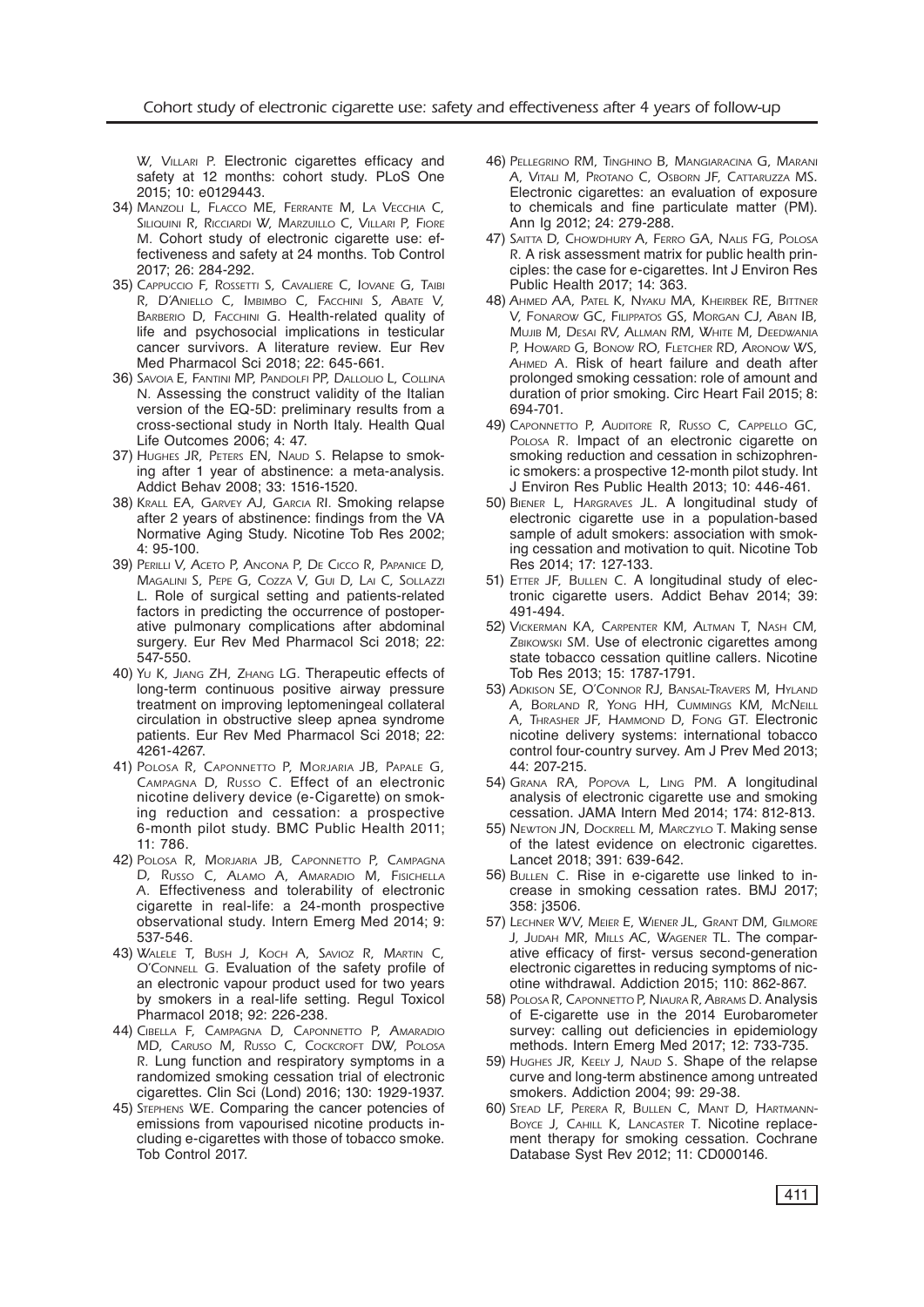W, Villari P. Electronic cigarettes efficacy and safety at 12 months: cohort study. PLoS One 2015; 10: e0129443.

34) Manzoli L, Flacco ME, Ferrante M, La Vecchia C, Siliquini R, Ricciardi W, Marzuillo C, Villari P, Fiore M. Cohort study of electronic cigarette use: effectiveness and safety at 24 months. Tob Control 2017; 26: 284-292.

35) Cappuccio F, Rossetti S, Cavaliere C, Iovane G, Taibi R, D'Aniello C, Imbimbo C, Facchini S, Abate V, Barberio D, Facchini G. Health-related quality of life and psychosocial implications in testicular cancer survivors. A literature review. Eur Rev Med Pharmacol Sci 2018; 22: 645-661.

36) Savoia E, Fantini MP, Pandolfi PP, Dallolio L, Collina N. Assessing the construct validity of the Italian version of the EQ-5D: preliminary results from a cross-sectional study in North Italy. Health Qual Life Outcomes 2006; 4: 47.

37) Hughes JR, Peters EN, Naud S. Relapse to smoking after 1 year of abstinence: a meta-analysis. Addict Behav 2008; 33: 1516-1520.

38) Krall EA, Garvey AJ, Garcia RI. Smoking relapse after 2 years of abstinence: findings from the VA Normative Aging Study. Nicotine Tob Res 2002; 4: 95-100.

39) Perilli V, Aceto P, Ancona P, De Cicco R, Papanice D, Magalini S, Pepe G, Cozza V, Gui D, Lai C, Sollazzi L. Role of surgical setting and patients-related factors in predicting the occurrence of postoperative pulmonary complications after abdominal surgery. Eur Rev Med Pharmacol Sci 2018; 22: 547-550.

40) Yu K, Jiang ZH, Zhang LG. Therapeutic effects of long-term continuous positive airway pressure treatment on improving leptomeningeal collateral circulation in obstructive sleep apnea syndrome patients. Eur Rev Med Pharmacol Sci 2018; 22: 4261-4267.

41) Polosa R, Caponnetto P, Morjaria JB, Papale G, Campagna D, Russo C. Effect of an electronic nicotine delivery device (e-Cigarette) on smoking reduction and cessation: a prospective 6-month pilot study. BMC Public Health 2011; 11: 786.

42) Polosa R, Morjaria JB, Caponnetto P, Campagna D, Russo C, Alamo A, Amaradio M, Fisichella A. Effectiveness and tolerability of electronic cigarette in real-life: a 24-month prospective observational study. Intern Emerg Med 2014; 9: 537-546.

43) Walele T, Bush J, Koch A, Savioz R, Martin C, O'Connell G. Evaluation of the safety profile of an electronic vapour product used for two years by smokers in a real-life setting. Regul Toxicol Pharmacol 2018; 92: 226-238.

44) Cibella F, Campagna D, Caponnetto P, Amaradio MD, Caruso M, Russo C, Cockcroft DW, Polosa R. Lung function and respiratory symptoms in a randomized smoking cessation trial of electronic cigarettes. Clin Sci (Lond) 2016; 130: 1929-1937.

45) Stephens WE. Comparing the cancer potencies of emissions from vapourised nicotine products including e-cigarettes with those of tobacco smoke. Tob Control 2017.

46) Pellegrino RM, Tinghino B, Mangiaracina G, Marani A, Vitali M, Protano C, Osborn JF, Cattaruzza MS. Electronic cigarettes: an evaluation of exposure to chemicals and fine particulate matter (PM). Ann Ig 2012; 24: 279-288.

47) Saitta D, Chowdhury A, Ferro GA, Nalis FG, Polosa R. A risk assessment matrix for public health principles: the case for e-cigarettes. Int J Environ Res Public Health 2017; 14: 363.

48) Ahmed AA, Patel K, Nyaku MA, Kheirbek RE, Bittner V, Fonarow GC, Filippatos GS, Morgan CJ, Aban IB, Mujib M, Desai RV, Allman RM, White M, Deedwania P, Howard G, Bonow RO, Fletcher RD, Aronow WS, Ahmed A. Risk of heart failure and death after prolonged smoking cessation: role of amount and duration of prior smoking. Circ Heart Fail 2015; 8: 694-701.

49) Caponnetto P, Auditore R, Russo C, Cappello GC, Polosa R. Impact of an electronic cigarette on smoking reduction and cessation in schizophrenic smokers: a prospective 12-month pilot study. Int J Environ Res Public Health 2013; 10: 446-461.

50) Biener L, Hargraves JL. A longitudinal study of electronic cigarette use in a population-based sample of adult smokers: association with smoking cessation and motivation to quit. Nicotine Tob Res 2014; 17: 127-133.

51) Etter JF, Bullen C. A longitudinal study of electronic cigarette users. Addict Behav 2014; 39: 491-494.

52) Vickerman KA, Carpenter KM, Altman T, Nash CM, Zbikowski SM. Use of electronic cigarettes among state tobacco cessation quitline callers. Nicotine Tob Res 2013; 15: 1787-1791.

53) Adkison SE, O'Connor RJ, Bansal-Travers M, Hyland A, Borland R, Yong HH, Cummings KM, McNeill A, Thrasher JF, Hammond D, Fong GT. Electronic nicotine delivery systems: international tobacco control four-country survey. Am J Prev Med 2013; 44: 207-215.

54) Grana RA, Popova L, Ling PM. A longitudinal analysis of electronic cigarette use and smoking cessation. JAMA Intern Med 2014; 174: 812-813.

55) Newton JN, Dockrell M, Marczylo T. Making sense of the latest evidence on electronic cigarettes. Lancet 2018; 391: 639-642.

56) Bullen C. Rise in e-cigarette use linked to increase in smoking cessation rates. BMJ 2017; 358: j3506.

57) Lechner WV, Meier E, Wiener JL, Grant DM, Gilmore J, Judah MR, Mills AC, Wagener TL. The comparative efficacy of first- versus second-generation electronic cigarettes in reducing symptoms of nicotine withdrawal. Addiction 2015; 110: 862-867.

58) Polosa R, Caponnetto P, Niaura R, Abrams D. Analysis of E-cigarette use in the 2014 Eurobarometer survey: calling out deficiencies in epidemiology methods. Intern Emerg Med 2017; 12: 733-735.

59) Hughes JR, Keely J, Naud S. Shape of the relapse curve and long-term abstinence among untreated smokers. Addiction 2004; 99: 29-38.

60) Stead LF, Perera R, Bullen C, Mant D, Hartmann-Boyce J, Cahill K, Lancaster T. Nicotine replacement therapy for smoking cessation. Cochrane Database Syst Rev 2012; 11: CD000146.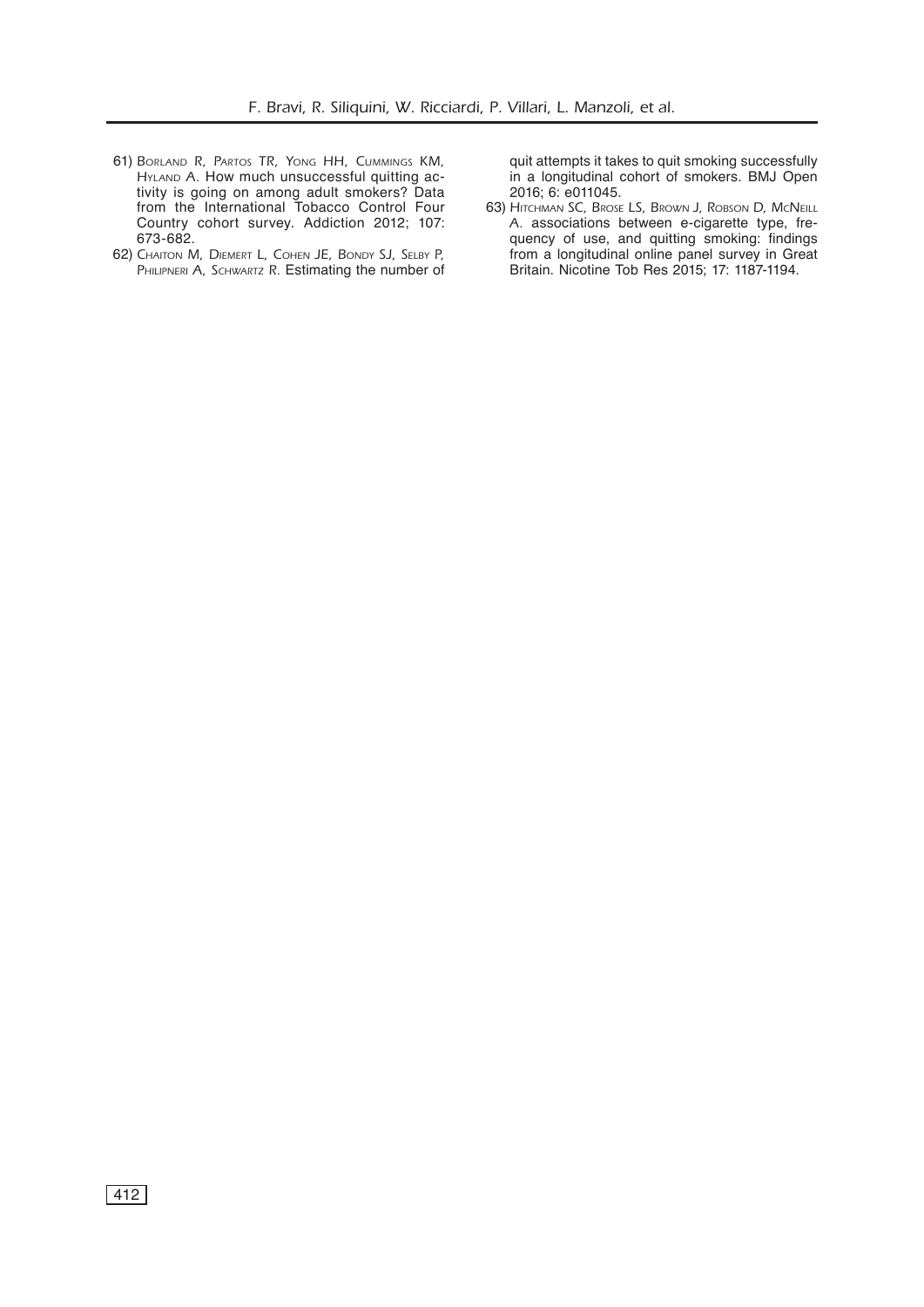61) Borland R, Partos TR, Yong HH, Cummings KM, Hyland A. How much unsuccessful quitting activity is going on among adult smokers? Data from the International Tobacco Control Four Country cohort survey. Addiction 2012; 107: 673-682.

62) Chaiton M, Diemert L, Cohen JE, Bondy SJ, Selby P, Philipneri A, Schwartz R. Estimating the number of quit attempts it takes to quit smoking successfully in a longitudinal cohort of smokers. BMJ Open 2016; 6: e011045.

63) Hitchman SC, Brose LS, Brown J, Robson D, McNeill A. associations between e-cigarette type, frequency of use, and quitting smoking: findings from a longitudinal online panel survey in Great Britain. Nicotine Tob Res 2015; 17: 1187-1194.